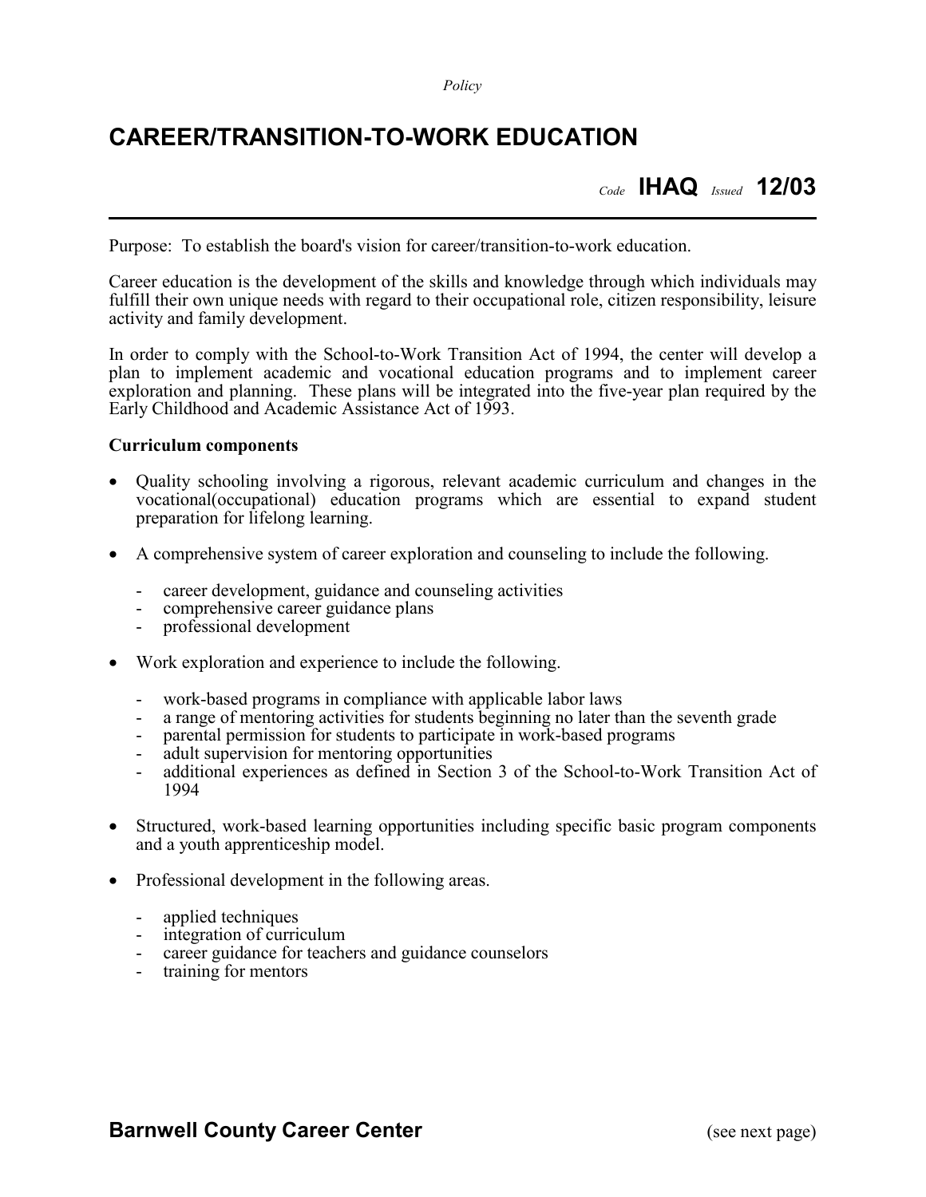*Policy*

# CAREER/TRANSITION-TO-WORK EDUCATION

*Code* **IHAQ** *Issued* **12/03**

---

Purpose: To establish the board's vision for career/transition-to-work education.

Career education is the development of the skills and knowledge through which individuals may fulfill their own unique needs with regard to their occupational role, citizen responsibility, leisure activity and family development.

In order to comply with the School-to-Work Transition Act of 1994, the center will develop a plan to implement academic and vocational education programs and to implement career exploration and planning. These plans will be integrated into the five-year plan required by the Early Childhood and Academic Assistance Act of 1993.

**Curriculum components**

- Quality schooling involving a rigorous, relevant academic curriculum and changes in the vocational(occupational) education programs which are essential to expand student preparation for lifelong learning.

- A comprehensive system of career exploration and counseling to include the following.

  - career development, guidance and counseling activities
  - comprehensive career guidance plans
  - professional development

- Work exploration and experience to include the following.

  - work-based programs in compliance with applicable labor laws
  - a range of mentoring activities for students beginning no later than the seventh grade
  - parental permission for students to participate in work-based programs
  - adult supervision for mentoring opportunities
  - additional experiences as defined in Section 3 of the School-to-Work Transition Act of 1994

- Structured, work-based learning opportunities including specific basic program components and a youth apprenticeship model.

- Professional development in the following areas.

  - applied techniques
  - integration of curriculum
  - career guidance for teachers and guidance counselors
  - training for mentors

**Barnwell County Career Center** (see next page)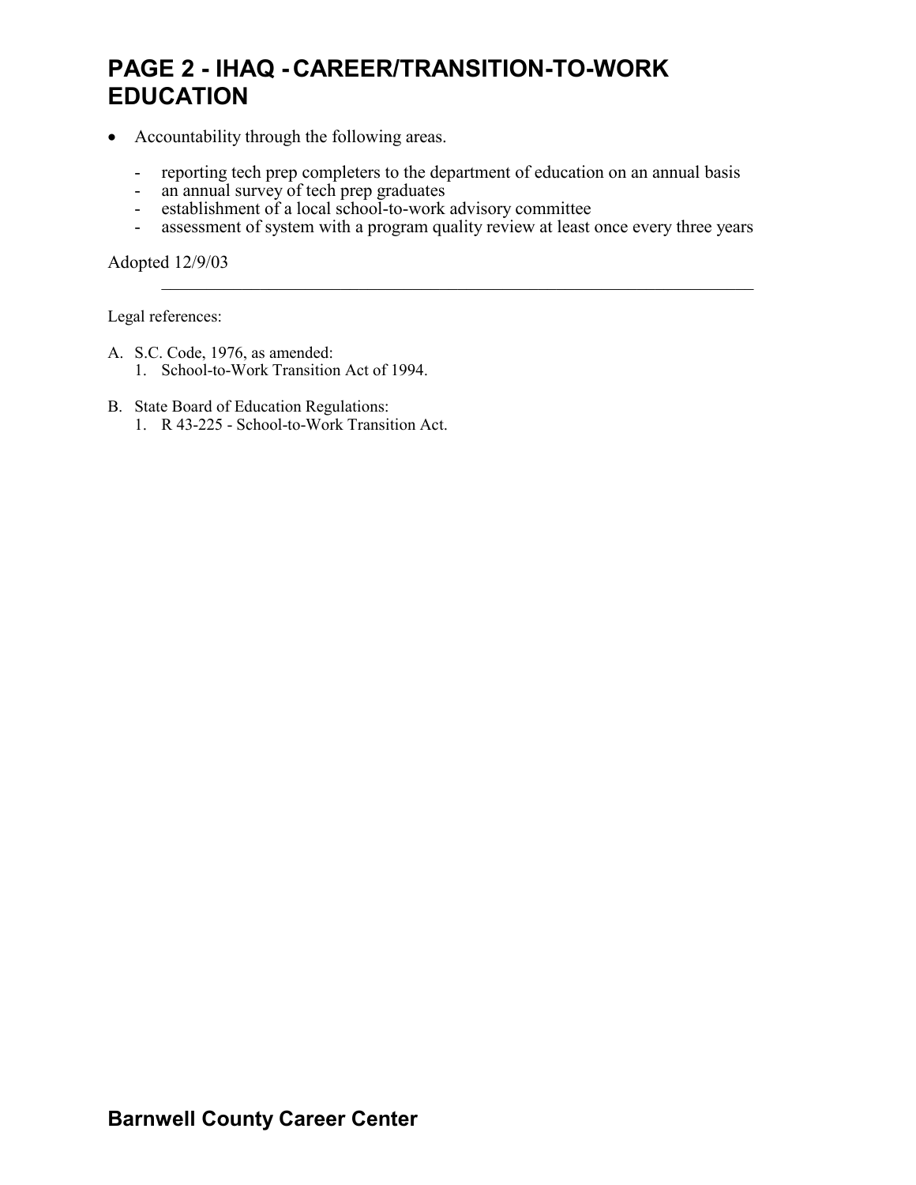- Accountability through the following areas.
    - reporting tech prep completers to the department of education on an annual basis
    - an annual survey of tech prep graduates
    - establishment of a local school-to-work advisory committee
    - assessment of system with a program quality review at least once every three years

Adopted 12/9/03

---

Legal references:

A. S.C. Code, 1976, as amended:
   1. School-to-Work Transition Act of 1994.

B. State Board of Education Regulations:
   1. R 43-225 - School-to-Work Transition Act.